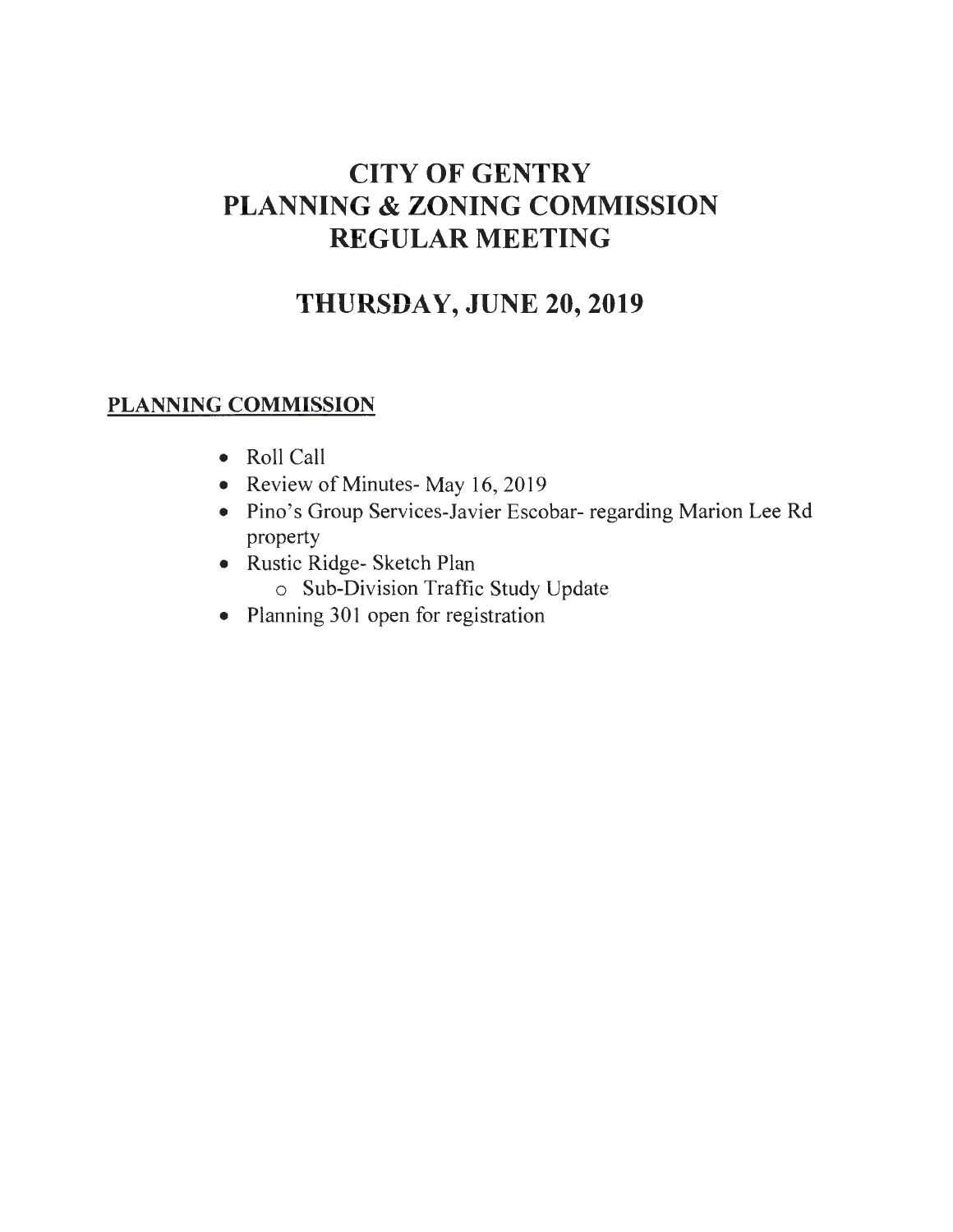# CITY OF GENTRY
# PLANNING & ZONING COMMISSION
# REGULAR MEETING

## THURSDAY, JUNE 20, 2019

**PLANNING COMMISSION**

- Roll Call
- Review of Minutes- May 16, 2019
- Pino's Group Services-Javier Escobar- regarding Marion Lee Rd property
- Rustic Ridge- Sketch Plan
  - Sub-Division Traffic Study Update
- Planning 301 open for registration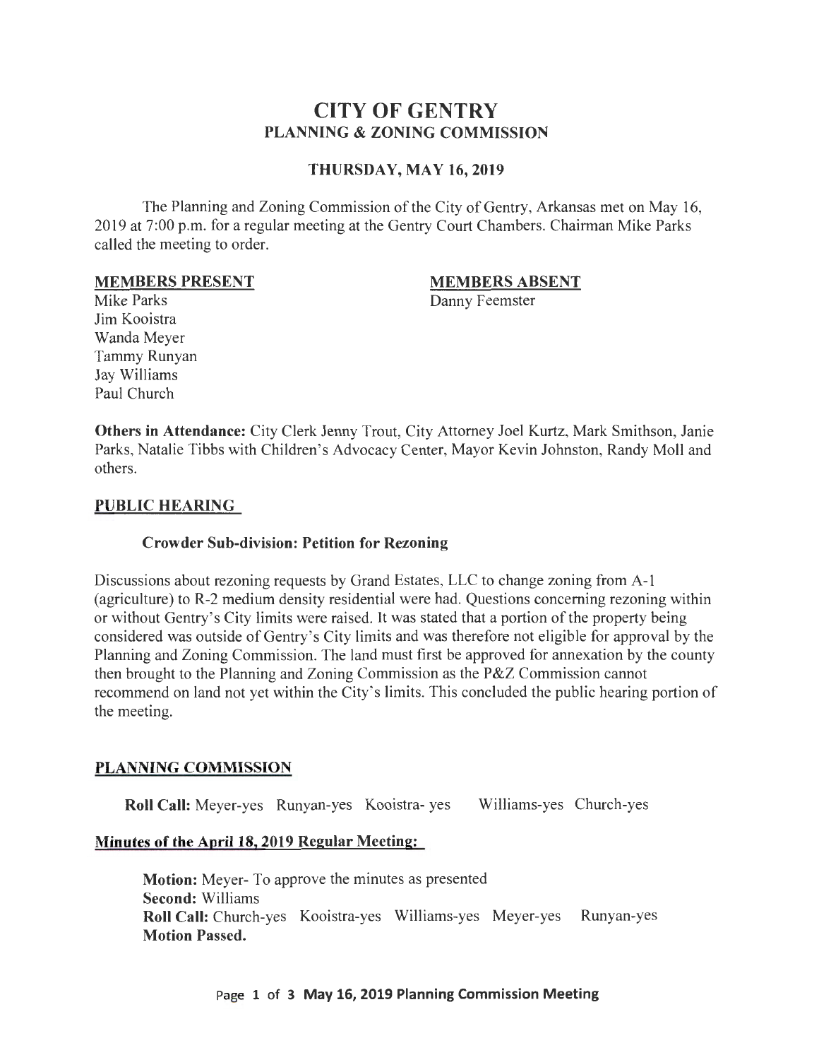# CITY OF GENTRY
## PLANNING & ZONING COMMISSION

### THURSDAY, MAY 16, 2019

The Planning and Zoning Commission of the City of Gentry, Arkansas met on May 16, 2019 at 7:00 p.m. for a regular meeting at the Gentry Court Chambers. Chairman Mike Parks called the meeting to order.

**MEMBERS PRESENT**
Mike Parks
Jim Kooistra
Wanda Meyer
Tammy Runyan
Jay Williams
Paul Church

**MEMBERS ABSENT**
Danny Feemster

**Others in Attendance:** City Clerk Jenny Trout, City Attorney Joel Kurtz, Mark Smithson, Janie Parks, Natalie Tibbs with Children's Advocacy Center, Mayor Kevin Johnston, Randy Moll and others.

## PUBLIC HEARING

### Crowder Sub-division: Petition for Rezoning

Discussions about rezoning requests by Grand Estates, LLC to change zoning from A-1 (agriculture) to R-2 medium density residential were had. Questions concerning rezoning within or without Gentry's City limits were raised. It was stated that a portion of the property being considered was outside of Gentry's City limits and was therefore not eligible for approval by the Planning and Zoning Commission. The land must first be approved for annexation by the county then brought to the Planning and Zoning Commission as the P&Z Commission cannot recommend on land not yet within the City's limits. This concluded the public hearing portion of the meeting.

## PLANNING COMMISSION

**Roll Call:** Meyer-yes Runyan-yes Kooistra- yes Williams-yes Church-yes

### Minutes of the April 18, 2019 Regular Meeting:

**Motion:** Meyer- To approve the minutes as presented
**Second:** Williams
**Roll Call:** Church-yes Kooistra-yes Williams-yes Meyer-yes Runyan-yes
**Motion Passed.**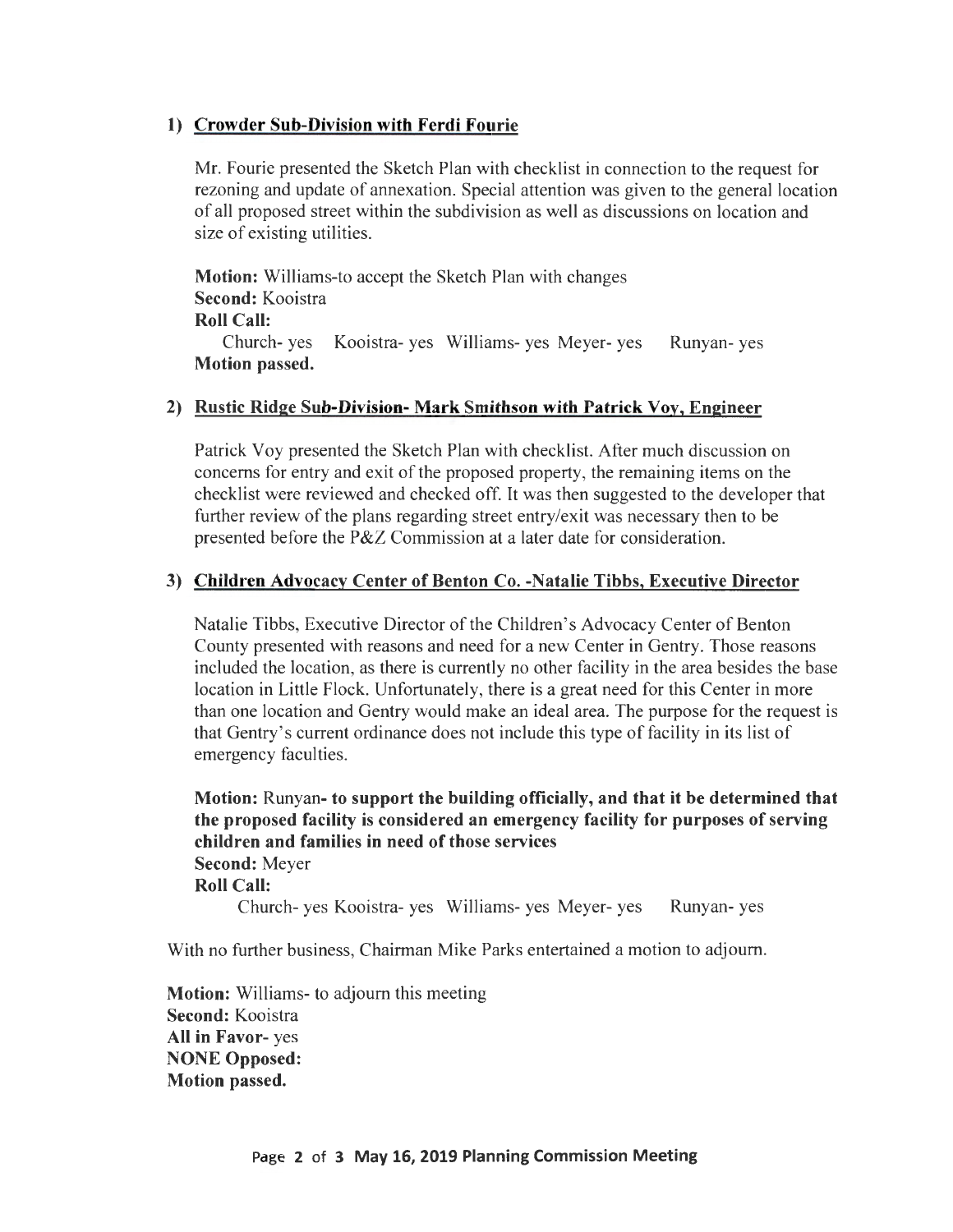1) **Crowder Sub-Division with Ferdi Fourie**

Mr. Fourie presented the Sketch Plan with checklist in connection to the request for rezoning and update of annexation. Special attention was given to the general location of all proposed street within the subdivision as well as discussions on location and size of existing utilities.

**Motion:** Williams-to accept the Sketch Plan with changes
**Second:** Kooistra
**Roll Call:**
Church- yes Kooistra- yes Williams- yes Meyer- yes Runyan- yes
**Motion passed.**

2) **Rustic Ridge Sub-Division- Mark Smithson with Patrick Voy, Engineer**

Patrick Voy presented the Sketch Plan with checklist. After much discussion on concerns for entry and exit of the proposed property, the remaining items on the checklist were reviewed and checked off. It was then suggested to the developer that further review of the plans regarding street entry/exit was necessary then to be presented before the P&Z Commission at a later date for consideration.

3) **Children Advocacy Center of Benton Co. -Natalie Tibbs, Executive Director**

Natalie Tibbs, Executive Director of the Children's Advocacy Center of Benton County presented with reasons and need for a new Center in Gentry. Those reasons included the location, as there is currently no other facility in the area besides the base location in Little Flock. Unfortunately, there is a great need for this Center in more than one location and Gentry would make an ideal area. The purpose for the request is that Gentry's current ordinance does not include this type of facility in its list of emergency faculties.

**Motion:** Runyan**- to support the building officially, and that it be determined that the proposed facility is considered an emergency facility for purposes of serving children and families in need of those services**
**Second:** Meyer
**Roll Call:**
Church- yes Kooistra- yes Williams- yes Meyer- yes Runyan- yes

With no further business, Chairman Mike Parks entertained a motion to adjourn.

**Motion:** Williams- to adjourn this meeting
**Second:** Kooistra
**All in Favor**- yes
**NONE Opposed:**
**Motion passed.**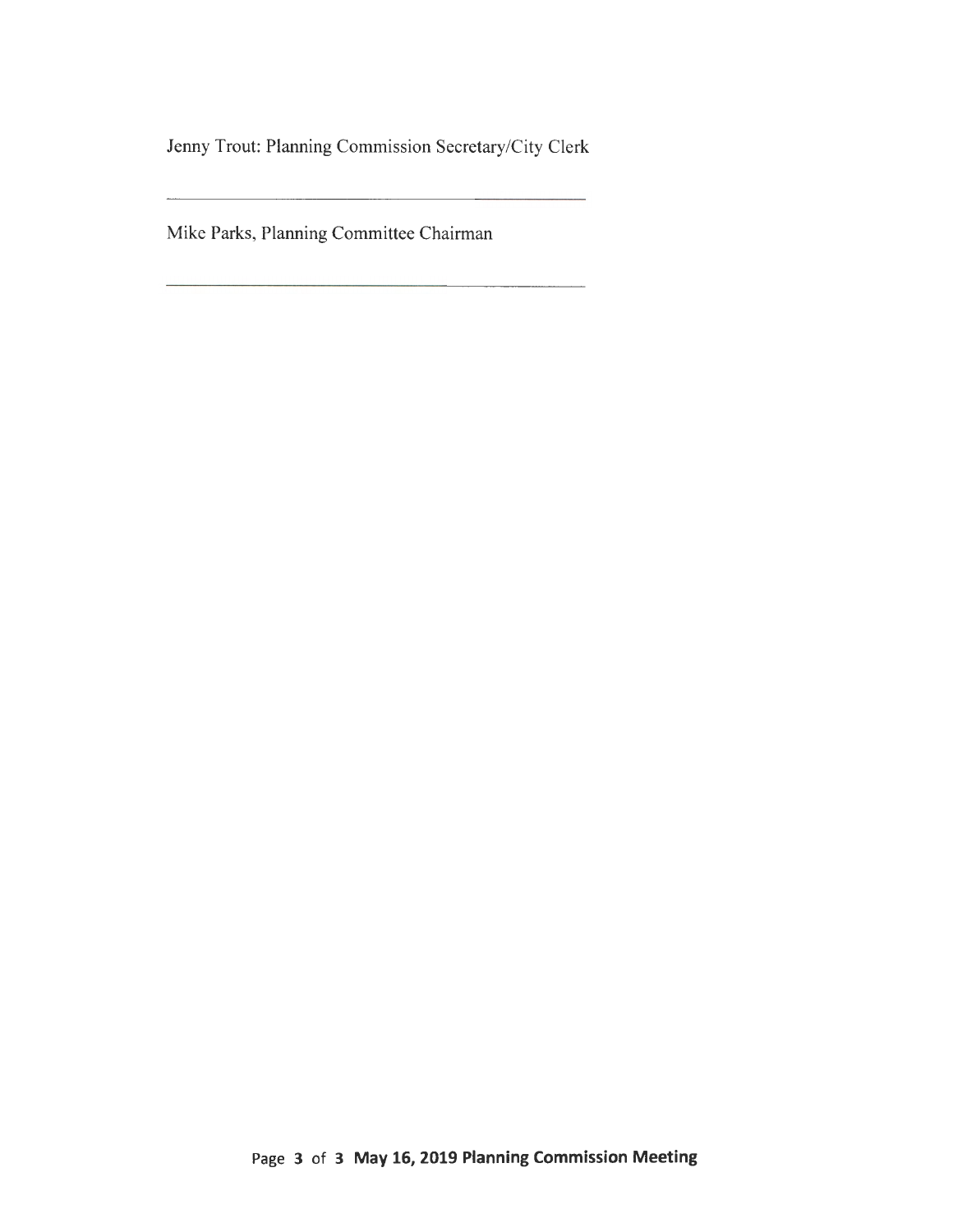Jenny Trout: Planning Commission Secretary/City Clerk

______________________________________

Mike Parks, Planning Committee Chairman

______________________________________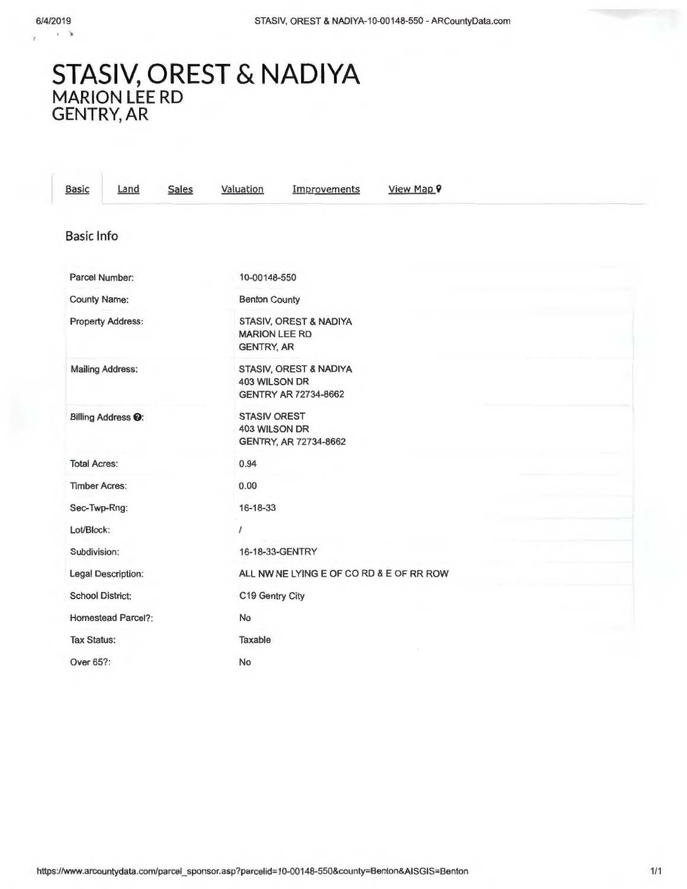# STASIV, OREST & NADIYA
## MARION LEE RD
## GENTRY, AR

Basic | Land | Sales | Valuation | Improvements | View Map

### Basic Info

| | |
|---|---|
| Parcel Number: | 10-00148-550 |
| County Name: | Benton County |
| Property Address: | STASIV, OREST & NADIYA<br>MARION LEE RD<br>GENTRY, AR |
| Mailing Address: | STASIV, OREST & NADIYA<br>403 WILSON DR<br>GENTRY AR 72734-8662 |
| Billing Address: | STASIV OREST<br>403 WILSON DR<br>GENTRY, AR 72734-8662 |
| Total Acres: | 0.94 |
| Timber Acres: | 0.00 |
| Sec-Twp-Rng: | 16-18-33 |
| Lot/Block: | / |
| Subdivision: | 16-18-33-GENTRY |
| Legal Description: | ALL NW NE LYING E OF CO RD & E OF RR ROW |
| School District: | C19 Gentry City |
| Homestead Parcel?: | No |
| Tax Status: | Taxable |
| Over 65?: | No |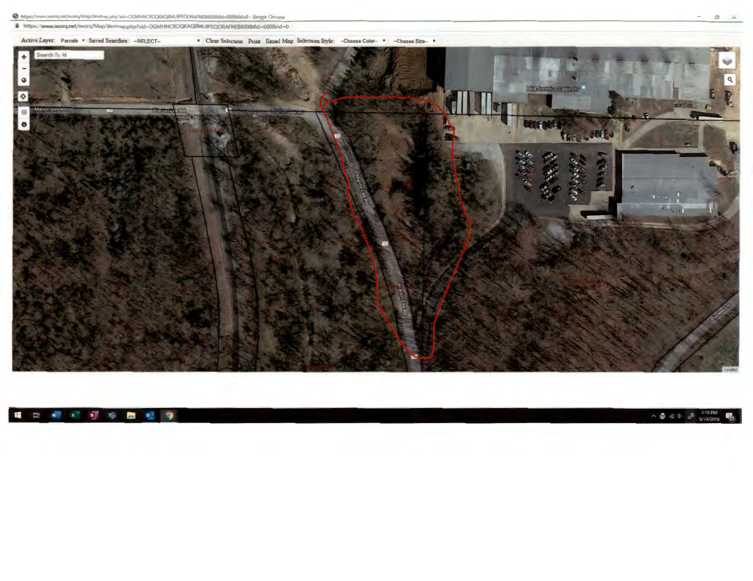https://www.iworq.net/iworq/Map/devmap.php?sid=OGMHNCROQKAQ8MLBPEQORAFNEB6008&id=6008&id=0 - Google Chrome

https://www.iworq.net/iworq/Map/devmap.php?sid=OGMHNCROQKAQ8MLBPEQORAFNEB6008&id=6008&id=0

Active Layer: Parcels ▾ Saved Searches: --SELECT-- ▾ Clear Selection Print Email Map Selection Style: --Choose Color-- ▾ --Choose Size-- ▾

Search By Id

Marion Lee Rd

Marion Lee Rd

Marion Lee Rd

Mid-America Cabinets

Marion Lee Rd

Marion Lee Rd

Pioneer Ct

3:10 PM
6/14/2019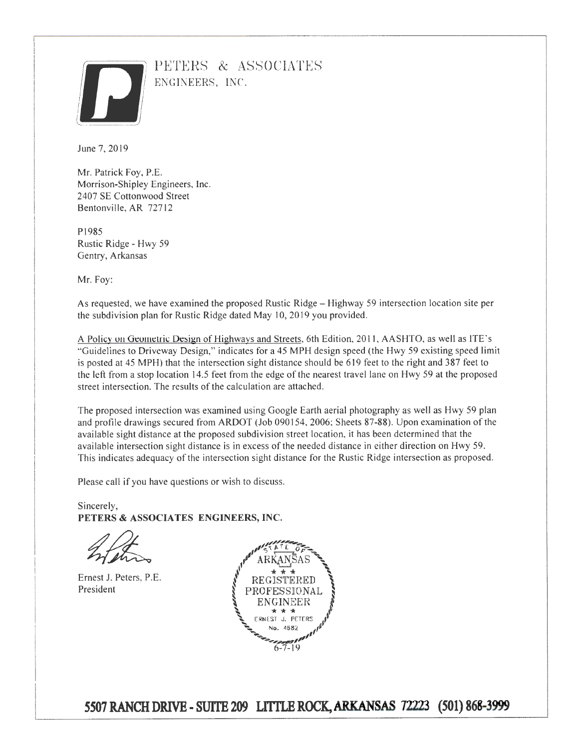PETERS & ASSOCIATES
ENGINEERS, INC.

June 7, 2019

Mr. Patrick Foy, P.E.
Morrison-Shipley Engineers, Inc.
2407 SE Cottonwood Street
Bentonville, AR 72712

P1985
Rustic Ridge - Hwy 59
Gentry, Arkansas

Mr. Foy:

As requested, we have examined the proposed Rustic Ridge – Highway 59 intersection location site per the subdivision plan for Rustic Ridge dated May 10, 2019 you provided.

A Policy on Geometric Design of Highways and Streets, 6th Edition, 2011, AASHTO, as well as ITE's "Guidelines to Driveway Design," indicates for a 45 MPH design speed (the Hwy 59 existing speed limit is posted at 45 MPH) that the intersection sight distance should be 619 feet to the right and 387 feet to the left from a stop location 14.5 feet from the edge of the nearest travel lane on Hwy 59 at the proposed street intersection. The results of the calculation are attached.

The proposed intersection was examined using Google Earth aerial photography as well as Hwy 59 plan and profile drawings secured from ARDOT (Job 090154, 2006; Sheets 87-88). Upon examination of the available sight distance at the proposed subdivision street location, it has been determined that the available intersection sight distance is in excess of the needed distance in either direction on Hwy 59. This indicates adequacy of the intersection sight distance for the Rustic Ridge intersection as proposed.

Please call if you have questions or wish to discuss.

Sincerely,
**PETERS & ASSOCIATES ENGINEERS, INC.**

Ernest J. Peters, P.E.
President

STATE OF ARKANSAS
REGISTERED PROFESSIONAL ENGINEER
ERNEST J. PETERS
No. 4682
6-7-19

**5507 RANCH DRIVE - SUITE 209 LITTLE ROCK, ARKANSAS 72223 (501) 868-3999**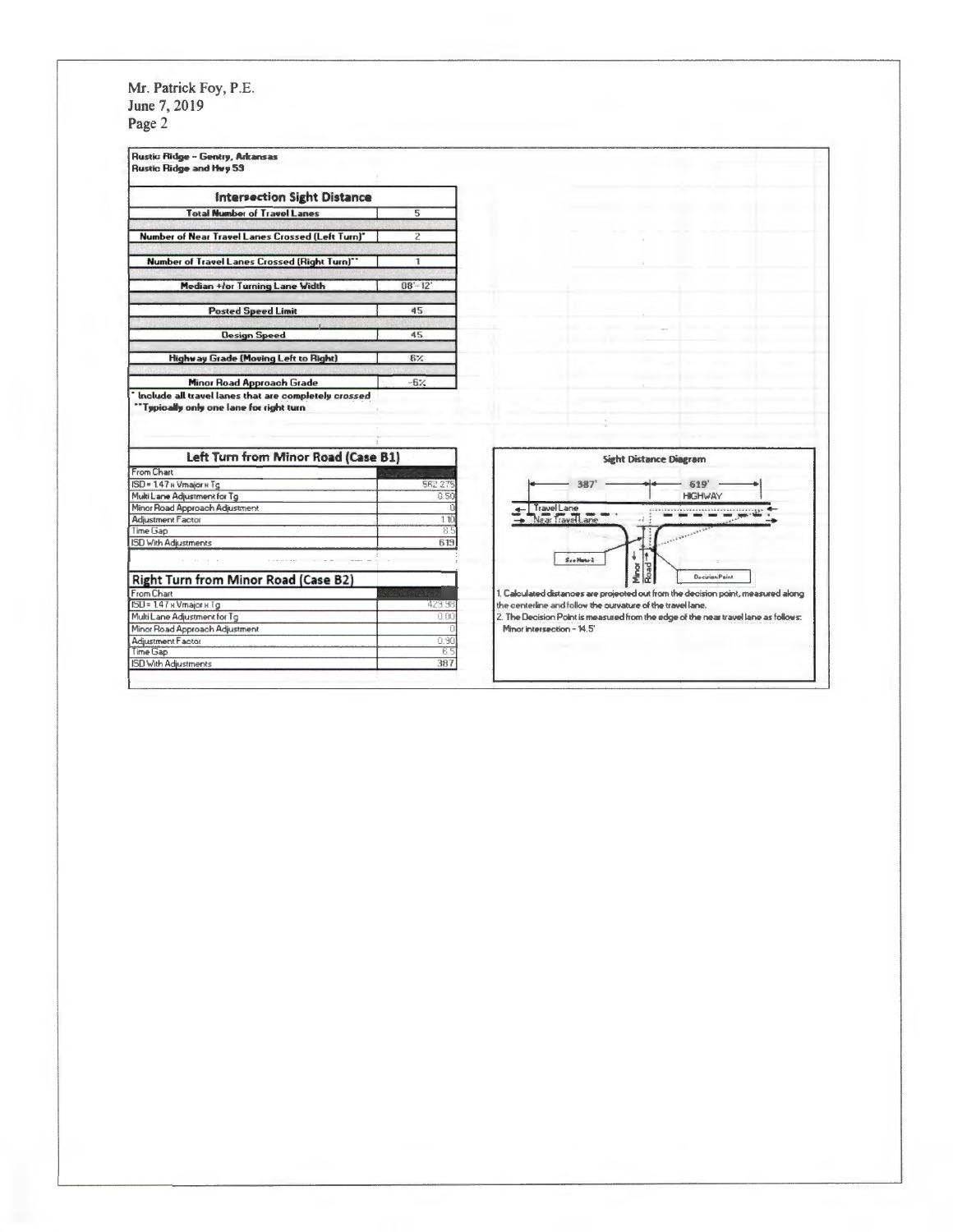Mr. Patrick Foy, P.E.
June 7, 2019
Page 2

**Rustic Ridge – Gentry, Arkansas**
**Rustic Ridge and Hwy 59**

| Intersection Sight Distance | |
|---|---|
| Total Number of Travel Lanes | 5 |
| Number of Near Travel Lanes Crossed (Left Turn)* | 2 |
| Number of Travel Lanes Crossed (Right Turn)** | 1 |
| Median +/or Turning Lane Width | 08'- 12' |
| Posted Speed Limit | 45 |
| Design Speed | 45 |
| Highway Grade (Moving Left to Right) | 6% |
| Minor Road Approach Grade | -6% |

\* Include all travel lanes that are completely crossed
\*\*Typically only one lane for right turn

| Left Turn from Minor Road (Case B1) | |
|---|---|
| From Chart | |
| ISD = 1.47 x Vmajor x Tg | 562.275 |
| Multi Lane Adjustment for Tg | 0.50 |
| Minor Road Approach Adjustment | 0 |
| Adjustment Factor | 1.10 |
| Time Gap | 8.5 |
| ISD With Adjustments | 619 |

| Right Turn from Minor Road (Case B2) | |
|---|---|
| From Chart | |
| ISD = 1.47 x Vmajor x Tg | 429.98 |
| Multi Lane Adjustment for Tg | 0.00 |
| Minor Road Approach Adjustment | 0 |
| Adjustment Factor | 0.90 |
| Time Gap | 6.5 |
| ISD With Adjustments | 387 |

**Sight Distance Diagram**

387' | 619' | HIGHWAY | Travel Lane | Near Travel Lane | See Note 2 | Minor Road | Decision Point

1. Calculated distances are projected out from the decision point, measured along the centerline and follow the curvature of the travel lane.
2. The Decision Point is measured from the edge of the near travel lane as follows:
   Minor intersection - 14.5'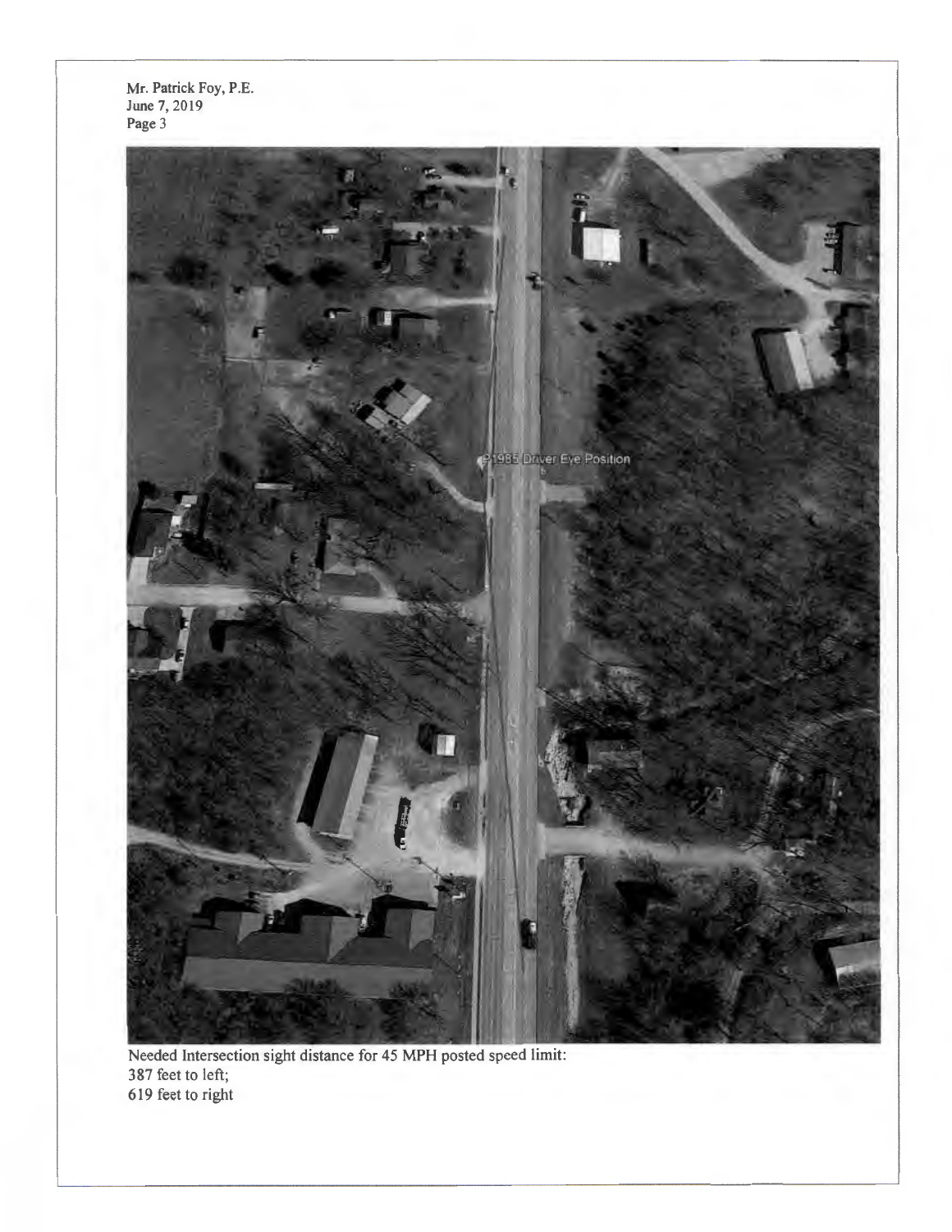Needed Intersection sight distance for 45 MPH posted speed limit:
387 feet to left;
619 feet to right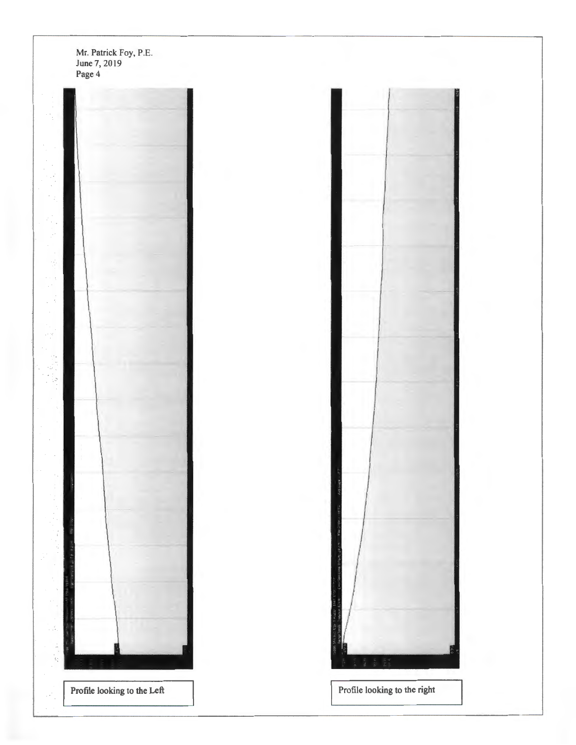Mr. Patrick Foy, P.E.
June 7, 2019
Page 4

Profile looking to the Left

Profile looking to the right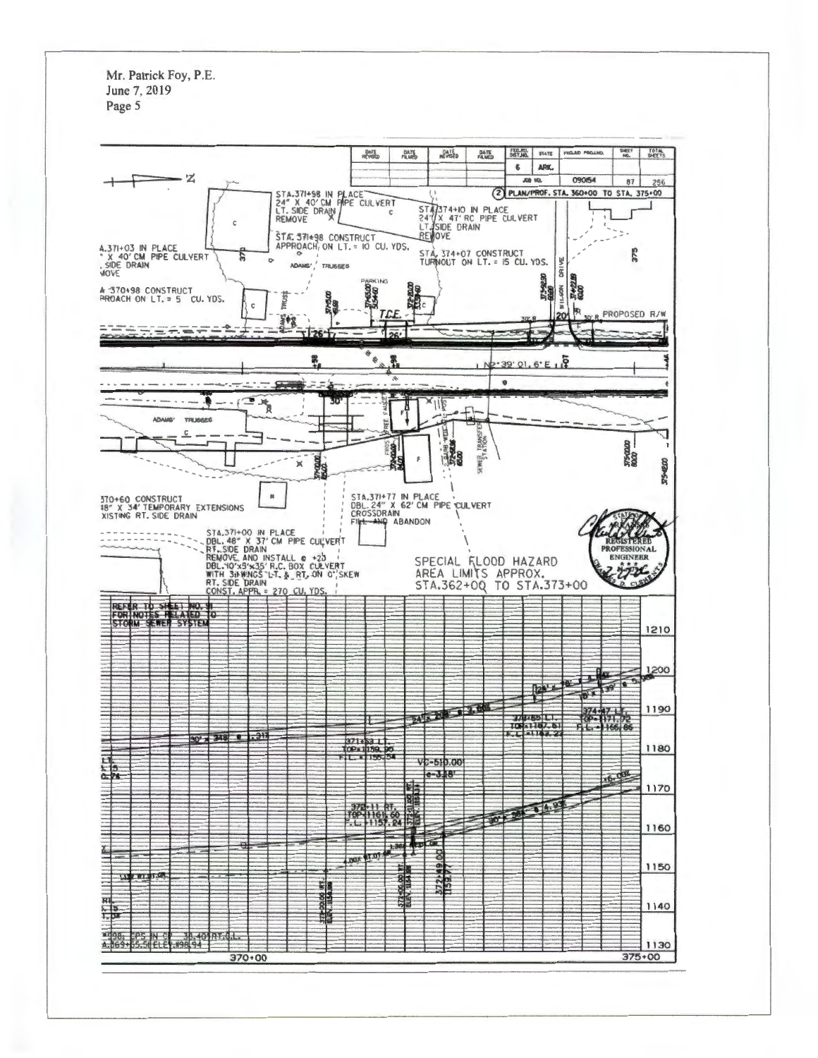| DATE REVISED | DATE FILMED | DATE REVISED | DATE FILMED | FED.RD. DIST.NO. | STATE | FED.AID PROJ.NO. | SHEET NO. | TOTAL SHEETS |
|---|---|---|---|---|---|---|---|---|
| | | | | 6 | ARK. | | | |
| | | | | JOB NO. | | 090154 | 87 | 256 |

(2) PLAN/PROF. STA. 360+00 TO STA. 375+00

STA.371+98 IN PLACE
24" X 40' CM PIPE CULVERT
LT. SIDE DRAIN
REMOVE

STA. 371+98 CONSTRUCT
APPROACH ON LT. = 10 CU. YDS.

STA.374+10 IN PLACE
24" X 47' RC PIPE CULVERT
LT. SIDE DRAIN
REMOVE

STA. 374+07 CONSTRUCT
TURNOUT ON LT. = 15 CU. YDS.

A.371+03 IN PLACE
" X 40' CM PIPE CULVERT
. SIDE DRAIN
MOVE

A 370+98 CONSTRUCT
PROACH ON LT. = 5 CU. YDS.

ADAMS' TRUSSES

PARKING

WILSON DRIVE

T.C.E.

PROPOSED R/W

N2°39' 01.6" E

ADAMS' TRUSSES

SEWER TRANSFER STATION

370+60 CONSTRUCT
48" X 34' TEMPORARY EXTENSIONS
XISTING RT. SIDE DRAIN

STA.371+77 IN PLACE
DBL. 24" X 62' CM PIPE CULVERT
CROSSDRAIN
FILL AND ABANDON

STA.371+00 IN PLACE
DBL. 48" X 37' CM PIPE CULVERT
RT. SIDE DRAIN
REMOVE AND INSTALL @ +25
DBL. 10'x5'x35' R.C. BOX CULVERT
WITH 3:1 WINGS LT. & RT. ON 0° SKEW
RT. SIDE DRAIN
CONST. APPR. = 270 CU. YDS.

SPECIAL FLOOD HAZARD
AREA LIMITS APPROX.
STA.362+00 TO STA.373+00

REFER TO SHEET NO. 91
FOR NOTES RELATED TO
STORM SEWER SYSTEM

30" x 348' @ 1.31%

24" x 208' @ 3.66%

371+53 LT.
TOP=1159.90
F.L.=1155.54

373+65 LT.
TOP=1187.61
F.L.=1182.22

374+47 LT.
TOP=1171.72
F.L.=1166.66

VC=510.00'
e=3.38'

370+11 RT.
TOP=1161.60
F.L.=1157.24

372+49.00
1153.77

30" x 264' @ 4.93%

"DRG. CPS IN CP 38.40' RT.C.L.
A.369+55.58 ELEV.998.94

1130 – 1210

370+00 375+00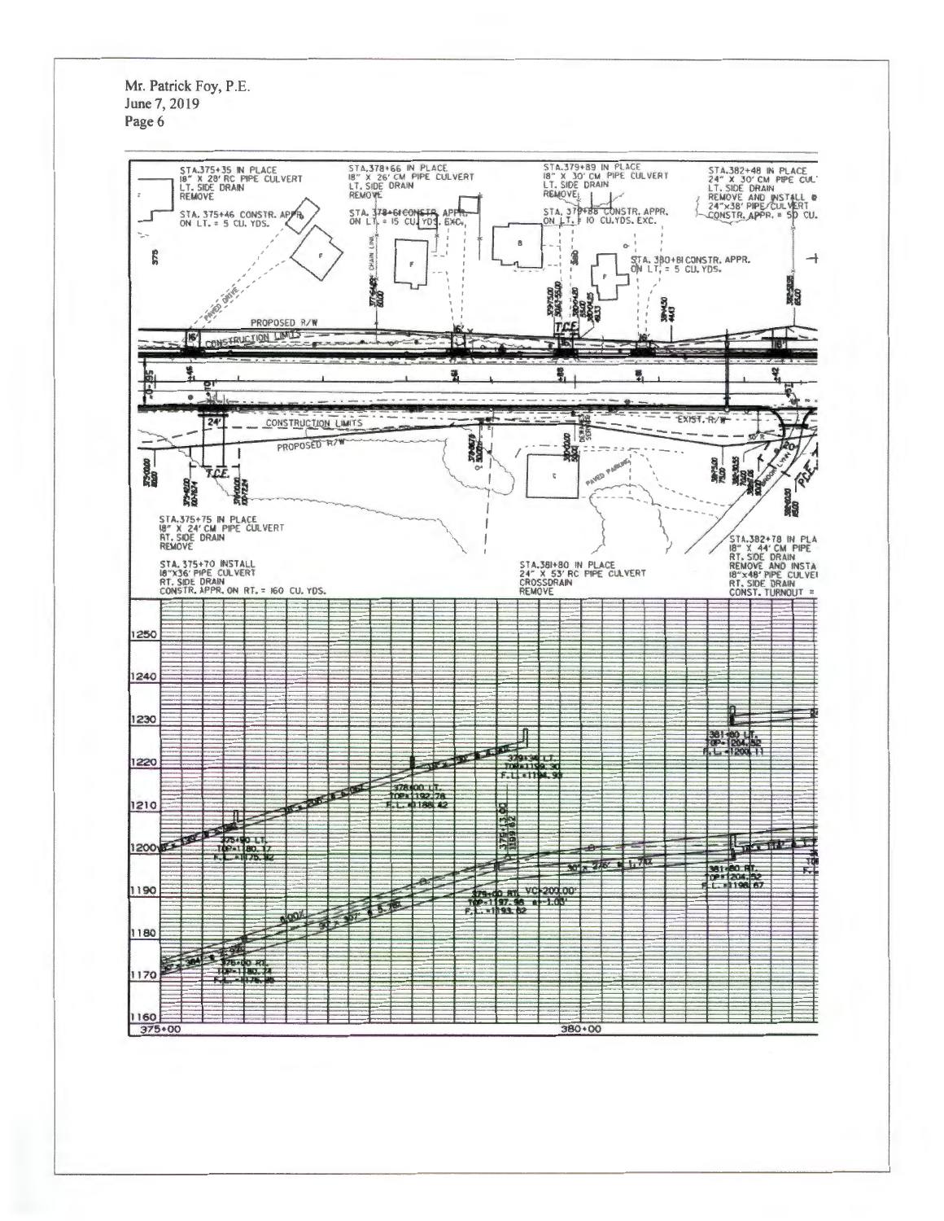STA.375+35 IN PLACE
18" X 28' RC PIPE CULVERT
LT. SIDE DRAIN
REMOVE

STA. 375+46 CONSTR. APPR. ON LT. = 5 CU. YDS.

STA.378+66 IN PLACE
18" X 26' CM PIPE CULVERT
LT. SIDE DRAIN
REMOVE

STA. 378+61 CONSTR. APPR. ON LT. = 15 CU. YDS. EXC.

STA.379+89 IN PLACE
18" X 30' CM PIPE CULVERT
LT. SIDE DRAIN
REMOVE

STA. 379+88 CONSTR. APPR. ON LT. = 10 CU.YDS. EXC.

STA.382+48 IN PLACE
24" X 30' CM PIPE CUL
LT. SIDE DRAIN
REMOVE AND INSTALL
24"x38' PIPE CULVERT
CONSTR. APPR. = 50 CU.

STA. 380+81 CONSTR. APPR. ON LT. = 5 CU. YDS.

PROPOSED R/W

CONSTRUCTION LIMITS

EXIST. R/W

T.C.E.

STA.375+75 IN PLACE
18" X 24' CM PIPE CULVERT
RT. SIDE DRAIN
REMOVE

STA. 375+70 INSTALL
18"x36' PIPE CULVERT
RT. SIDE DRAIN
CONSTR. APPR. ON RT. = 160 CU. YDS.

STA.381+80 IN PLACE
24" X 53' RC PIPE CULVERT
CROSSDRAIN
REMOVE

STA.382+78 IN PLA
18" X 44' CM PIPE
RT. SIDE DRAIN
REMOVE AND INSTA
18"x48' PIPE CULVE
RT. SIDE DRAIN
CONST. TURNOUT =

375+80 LT.
TOP=1180.17
F.L.=1175.32

378+00 LT.
TOP=1192.78
F.L.=1188.42

379+34 LT.
TOP=1199.30
F.L.=1194.93

381+80 LT.
TOP=1204.52
F.L.=1200.11

375+00 RT.
TOP=1180.74
F.L.=1176.35

379+00 RT.
TOP=1197.96
F.L.=1193.52

VC=200.00'

381+80 RT.
TOP=1204.52
F.L.=1198.67

1250
1240
1230
1220
1210
1200
1190
1180
1170
1160

375+00
380+00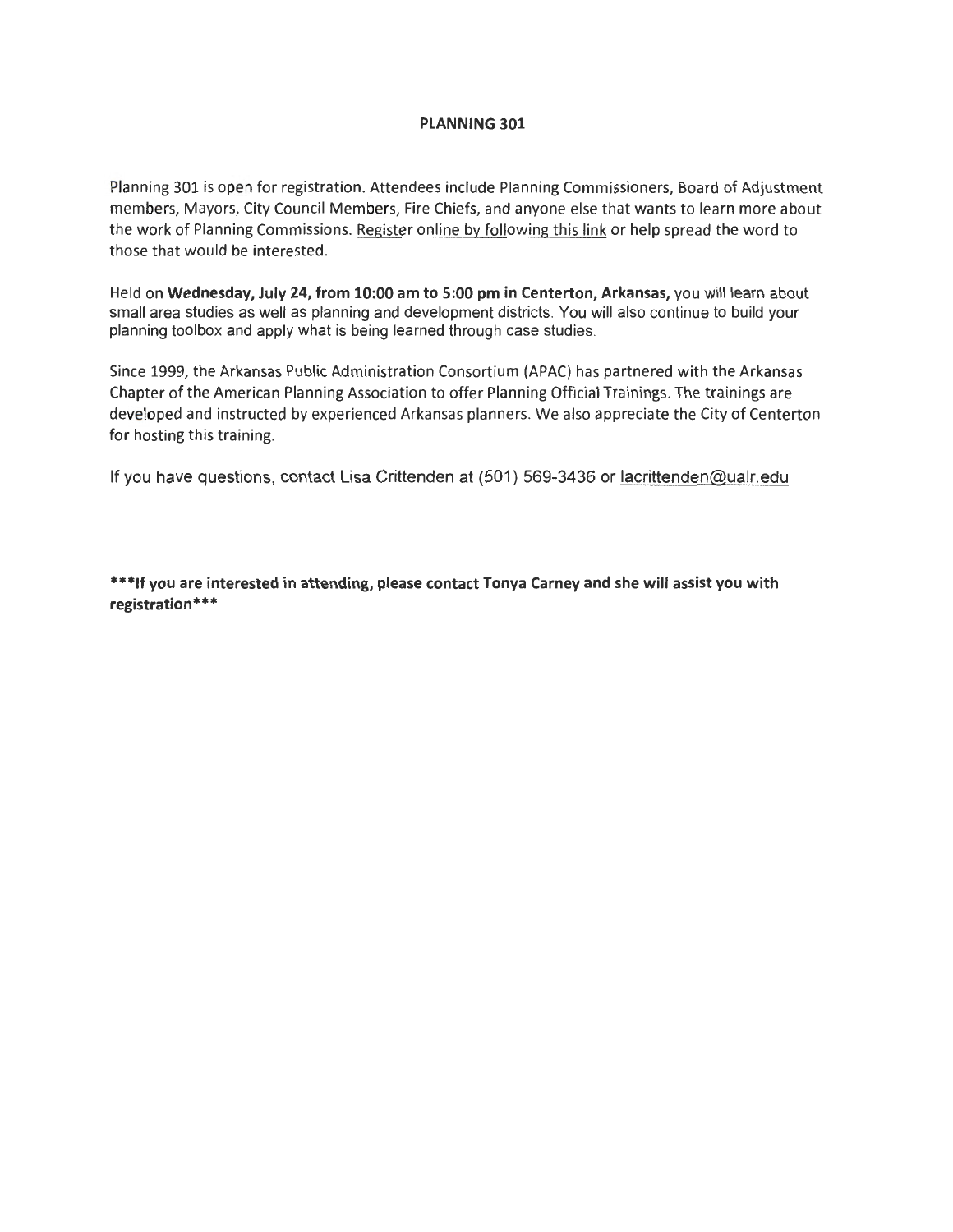# PLANNING 301

Planning 301 is open for registration. Attendees include Planning Commissioners, Board of Adjustment members, Mayors, City Council Members, Fire Chiefs, and anyone else that wants to learn more about the work of Planning Commissions. Register online by following this link or help spread the word to those that would be interested.

Held on **Wednesday, July 24, from 10:00 am to 5:00 pm in Centerton, Arkansas,** you will learn about small area studies as well as planning and development districts. You will also continue to build your planning toolbox and apply what is being learned through case studies.

Since 1999, the Arkansas Public Administration Consortium (APAC) has partnered with the Arkansas Chapter of the American Planning Association to offer Planning Official Trainings. The trainings are developed and instructed by experienced Arkansas planners. We also appreciate the City of Centerton for hosting this training.

If you have questions, contact Lisa Crittenden at (501) 569-3436 or lacrittenden@ualr.edu

**\*\*\*If you are interested in attending, please contact Tonya Carney and she will assist you with registration\*\*\***